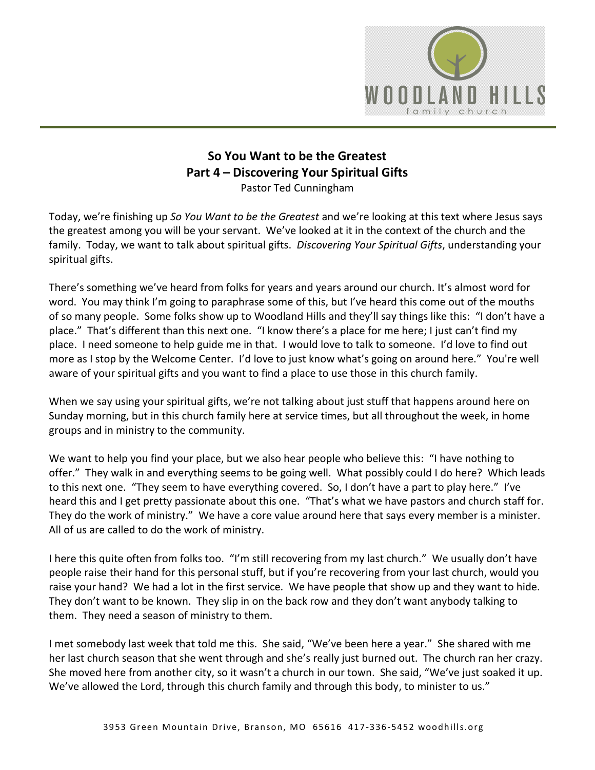# So You Want to be the Greatest
## Part 4 – Discovering Your Spiritual Gifts
Pastor Ted Cunningham

Today, we're finishing up *So You Want to be the Greatest* and we're looking at this text where Jesus says the greatest among you will be your servant. We've looked at it in the context of the church and the family. Today, we want to talk about spiritual gifts. *Discovering Your Spiritual Gifts*, understanding your spiritual gifts.

There's something we've heard from folks for years and years around our church. It's almost word for word. You may think I'm going to paraphrase some of this, but I've heard this come out of the mouths of so many people. Some folks show up to Woodland Hills and they'll say things like this: "I don't have a place." That's different than this next one. "I know there's a place for me here; I just can't find my place. I need someone to help guide me in that. I would love to talk to someone. I'd love to find out more as I stop by the Welcome Center. I'd love to just know what's going on around here." You're well aware of your spiritual gifts and you want to find a place to use those in this church family.

When we say using your spiritual gifts, we're not talking about just stuff that happens around here on Sunday morning, but in this church family here at service times, but all throughout the week, in home groups and in ministry to the community.

We want to help you find your place, but we also hear people who believe this: "I have nothing to offer." They walk in and everything seems to be going well. What possibly could I do here? Which leads to this next one. "They seem to have everything covered. So, I don't have a part to play here." I've heard this and I get pretty passionate about this one. "That's what we have pastors and church staff for. They do the work of ministry." We have a core value around here that says every member is a minister. All of us are called to do the work of ministry.

I here this quite often from folks too. "I'm still recovering from my last church." We usually don't have people raise their hand for this personal stuff, but if you're recovering from your last church, would you raise your hand? We had a lot in the first service. We have people that show up and they want to hide. They don't want to be known. They slip in on the back row and they don't want anybody talking to them. They need a season of ministry to them.

I met somebody last week that told me this. She said, "We've been here a year." She shared with me her last church season that she went through and she's really just burned out. The church ran her crazy. She moved here from another city, so it wasn't a church in our town. She said, "We've just soaked it up. We've allowed the Lord, through this church family and through this body, to minister to us."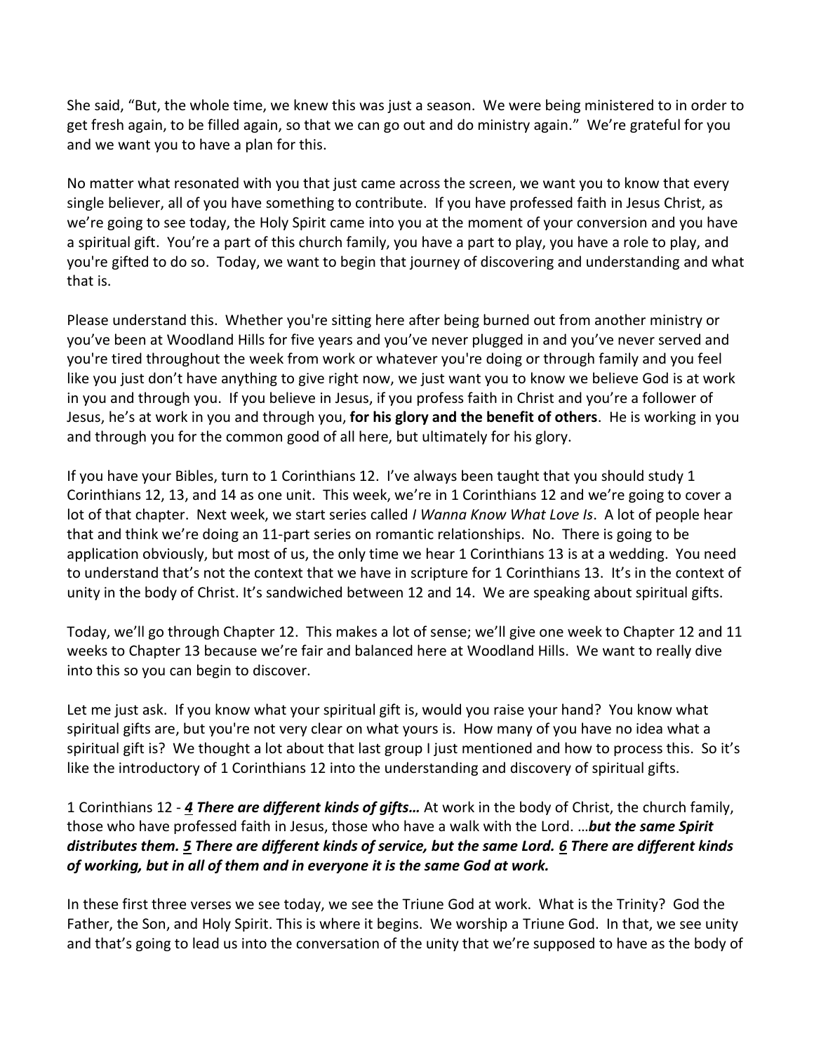She said, "But, the whole time, we knew this was just a season. We were being ministered to in order to get fresh again, to be filled again, so that we can go out and do ministry again." We're grateful for you and we want you to have a plan for this.

No matter what resonated with you that just came across the screen, we want you to know that every single believer, all of you have something to contribute. If you have professed faith in Jesus Christ, as we're going to see today, the Holy Spirit came into you at the moment of your conversion and you have a spiritual gift. You're a part of this church family, you have a part to play, you have a role to play, and you're gifted to do so. Today, we want to begin that journey of discovering and understanding and what that is.

Please understand this. Whether you're sitting here after being burned out from another ministry or you've been at Woodland Hills for five years and you've never plugged in and you've never served and you're tired throughout the week from work or whatever you're doing or through family and you feel like you just don't have anything to give right now, we just want you to know we believe God is at work in you and through you. If you believe in Jesus, if you profess faith in Christ and you're a follower of Jesus, he's at work in you and through you, **for his glory and the benefit of others**. He is working in you and through you for the common good of all here, but ultimately for his glory.

If you have your Bibles, turn to 1 Corinthians 12. I've always been taught that you should study 1 Corinthians 12, 13, and 14 as one unit. This week, we're in 1 Corinthians 12 and we're going to cover a lot of that chapter. Next week, we start series called *I Wanna Know What Love Is*. A lot of people hear that and think we're doing an 11-part series on romantic relationships. No. There is going to be application obviously, but most of us, the only time we hear 1 Corinthians 13 is at a wedding. You need to understand that's not the context that we have in scripture for 1 Corinthians 13. It's in the context of unity in the body of Christ. It's sandwiched between 12 and 14. We are speaking about spiritual gifts.

Today, we'll go through Chapter 12. This makes a lot of sense; we'll give one week to Chapter 12 and 11 weeks to Chapter 13 because we're fair and balanced here at Woodland Hills. We want to really dive into this so you can begin to discover.

Let me just ask. If you know what your spiritual gift is, would you raise your hand? You know what spiritual gifts are, but you're not very clear on what yours is. How many of you have no idea what a spiritual gift is? We thought a lot about that last group I just mentioned and how to process this. So it's like the introductory of 1 Corinthians 12 into the understanding and discovery of spiritual gifts.

1 Corinthians 12 - ***4 There are different kinds of gifts…*** At work in the body of Christ, the church family, those who have professed faith in Jesus, those who have a walk with the Lord. …***but the same Spirit distributes them. 5 There are different kinds of service, but the same Lord. 6 There are different kinds of working, but in all of them and in everyone it is the same God at work.***

In these first three verses we see today, we see the Triune God at work. What is the Trinity? God the Father, the Son, and Holy Spirit. This is where it begins. We worship a Triune God. In that, we see unity and that's going to lead us into the conversation of the unity that we're supposed to have as the body of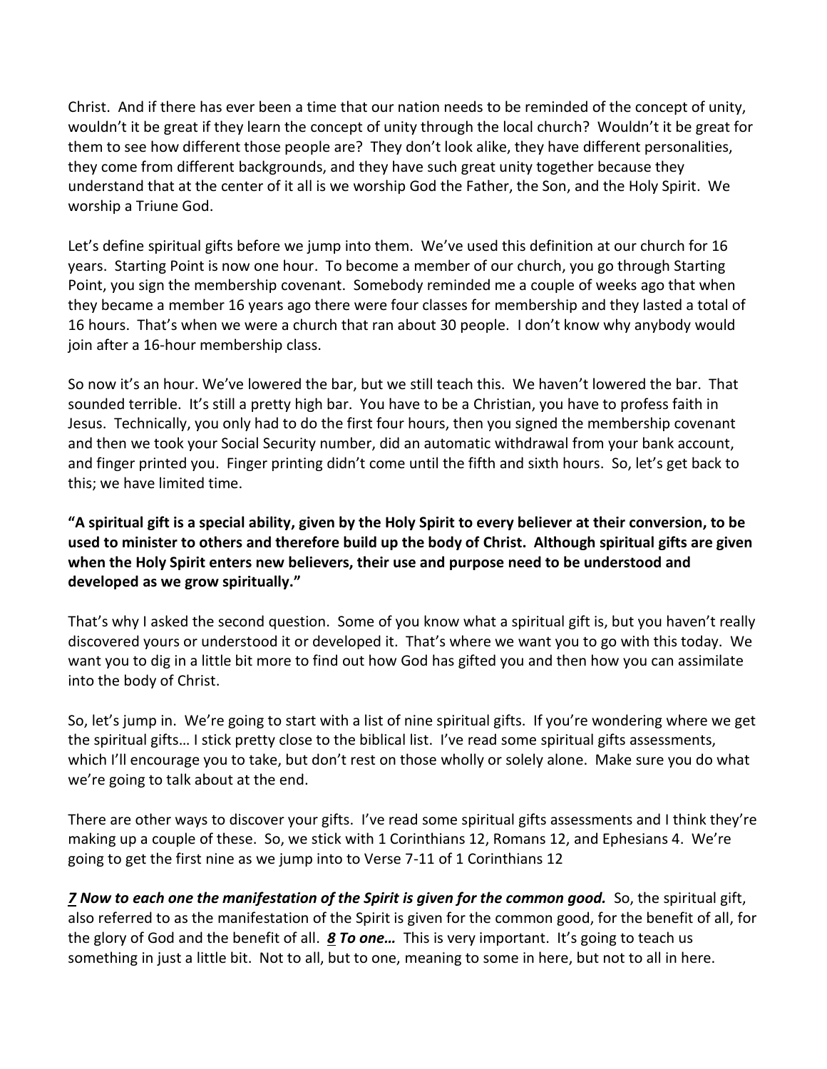Christ. And if there has ever been a time that our nation needs to be reminded of the concept of unity, wouldn't it be great if they learn the concept of unity through the local church? Wouldn't it be great for them to see how different those people are? They don't look alike, they have different personalities, they come from different backgrounds, and they have such great unity together because they understand that at the center of it all is we worship God the Father, the Son, and the Holy Spirit. We worship a Triune God.

Let's define spiritual gifts before we jump into them. We've used this definition at our church for 16 years. Starting Point is now one hour. To become a member of our church, you go through Starting Point, you sign the membership covenant. Somebody reminded me a couple of weeks ago that when they became a member 16 years ago there were four classes for membership and they lasted a total of 16 hours. That's when we were a church that ran about 30 people. I don't know why anybody would join after a 16-hour membership class.

So now it's an hour. We've lowered the bar, but we still teach this. We haven't lowered the bar. That sounded terrible. It's still a pretty high bar. You have to be a Christian, you have to profess faith in Jesus. Technically, you only had to do the first four hours, then you signed the membership covenant and then we took your Social Security number, did an automatic withdrawal from your bank account, and finger printed you. Finger printing didn't come until the fifth and sixth hours. So, let's get back to this; we have limited time.

**"A spiritual gift is a special ability, given by the Holy Spirit to every believer at their conversion, to be used to minister to others and therefore build up the body of Christ. Although spiritual gifts are given when the Holy Spirit enters new believers, their use and purpose need to be understood and developed as we grow spiritually."**

That's why I asked the second question. Some of you know what a spiritual gift is, but you haven't really discovered yours or understood it or developed it. That's where we want you to go with this today. We want you to dig in a little bit more to find out how God has gifted you and then how you can assimilate into the body of Christ.

So, let's jump in. We're going to start with a list of nine spiritual gifts. If you're wondering where we get the spiritual gifts… I stick pretty close to the biblical list. I've read some spiritual gifts assessments, which I'll encourage you to take, but don't rest on those wholly or solely alone. Make sure you do what we're going to talk about at the end.

There are other ways to discover your gifts. I've read some spiritual gifts assessments and I think they're making up a couple of these. So, we stick with 1 Corinthians 12, Romans 12, and Ephesians 4. We're going to get the first nine as we jump into to Verse 7-11 of 1 Corinthians 12

***7 Now to each one the manifestation of the Spirit is given for the common good.*** So, the spiritual gift, also referred to as the manifestation of the Spirit is given for the common good, for the benefit of all, for the glory of God and the benefit of all. ***8 To one…*** This is very important. It's going to teach us something in just a little bit. Not to all, but to one, meaning to some in here, but not to all in here.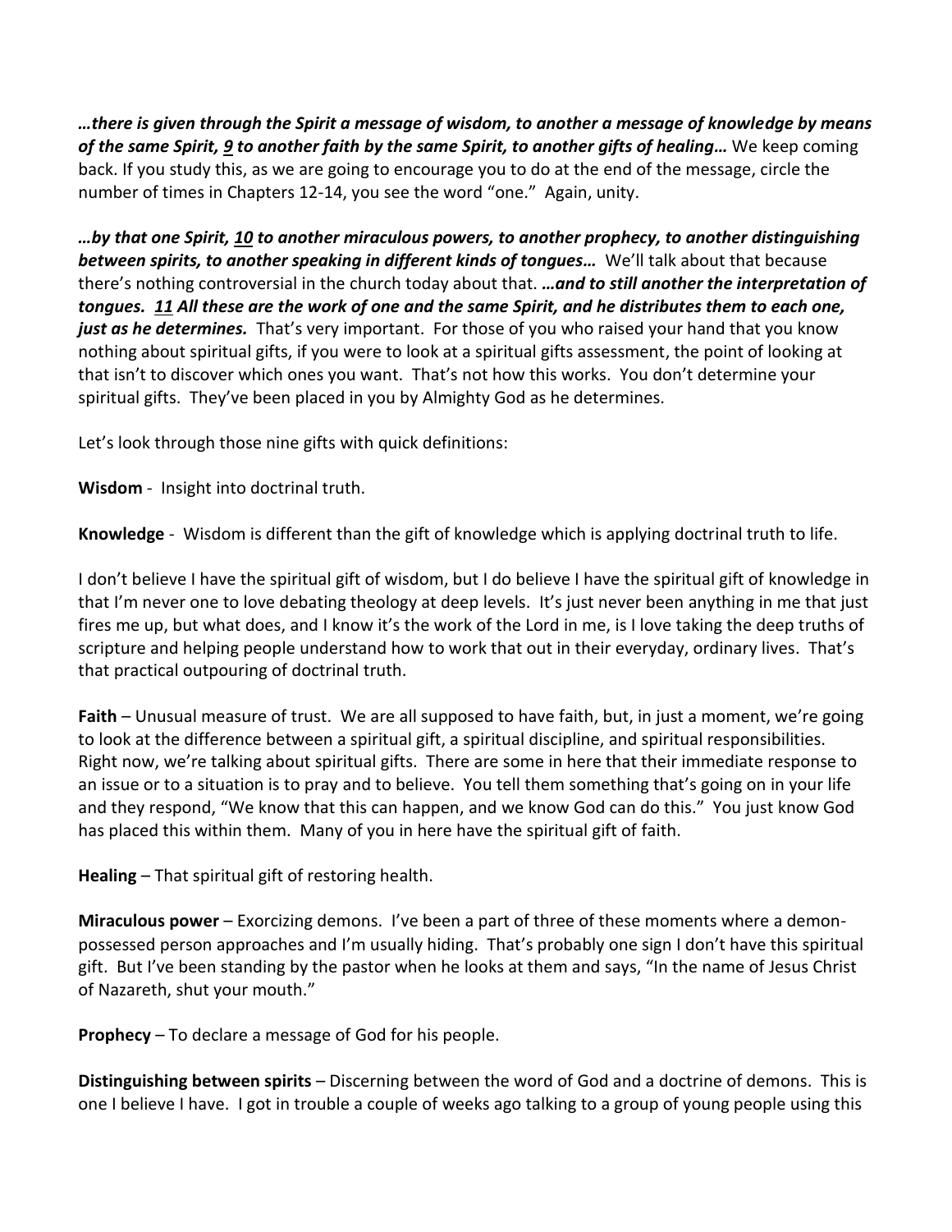***…there is given through the Spirit a message of wisdom, to another a message of knowledge by means of the same Spirit, 9 to another faith by the same Spirit, to another gifts of healing…*** We keep coming back. If you study this, as we are going to encourage you to do at the end of the message, circle the number of times in Chapters 12-14, you see the word "one." Again, unity.

***…by that one Spirit, 10 to another miraculous powers, to another prophecy, to another distinguishing between spirits, to another speaking in different kinds of tongues…*** We'll talk about that because there's nothing controversial in the church today about that. ***…and to still another the interpretation of tongues. 11 All these are the work of one and the same Spirit, and he distributes them to each one, just as he determines.*** That's very important. For those of you who raised your hand that you know nothing about spiritual gifts, if you were to look at a spiritual gifts assessment, the point of looking at that isn't to discover which ones you want. That's not how this works. You don't determine your spiritual gifts. They've been placed in you by Almighty God as he determines.

Let's look through those nine gifts with quick definitions:

**Wisdom** - Insight into doctrinal truth.

**Knowledge** - Wisdom is different than the gift of knowledge which is applying doctrinal truth to life.

I don't believe I have the spiritual gift of wisdom, but I do believe I have the spiritual gift of knowledge in that I'm never one to love debating theology at deep levels. It's just never been anything in me that just fires me up, but what does, and I know it's the work of the Lord in me, is I love taking the deep truths of scripture and helping people understand how to work that out in their everyday, ordinary lives. That's that practical outpouring of doctrinal truth.

**Faith** – Unusual measure of trust. We are all supposed to have faith, but, in just a moment, we're going to look at the difference between a spiritual gift, a spiritual discipline, and spiritual responsibilities. Right now, we're talking about spiritual gifts. There are some in here that their immediate response to an issue or to a situation is to pray and to believe. You tell them something that's going on in your life and they respond, "We know that this can happen, and we know God can do this." You just know God has placed this within them. Many of you in here have the spiritual gift of faith.

**Healing** – That spiritual gift of restoring health.

**Miraculous power** – Exorcizing demons. I've been a part of three of these moments where a demon-possessed person approaches and I'm usually hiding. That's probably one sign I don't have this spiritual gift. But I've been standing by the pastor when he looks at them and says, "In the name of Jesus Christ of Nazareth, shut your mouth."

**Prophecy** – To declare a message of God for his people.

**Distinguishing between spirits** – Discerning between the word of God and a doctrine of demons. This is one I believe I have. I got in trouble a couple of weeks ago talking to a group of young people using this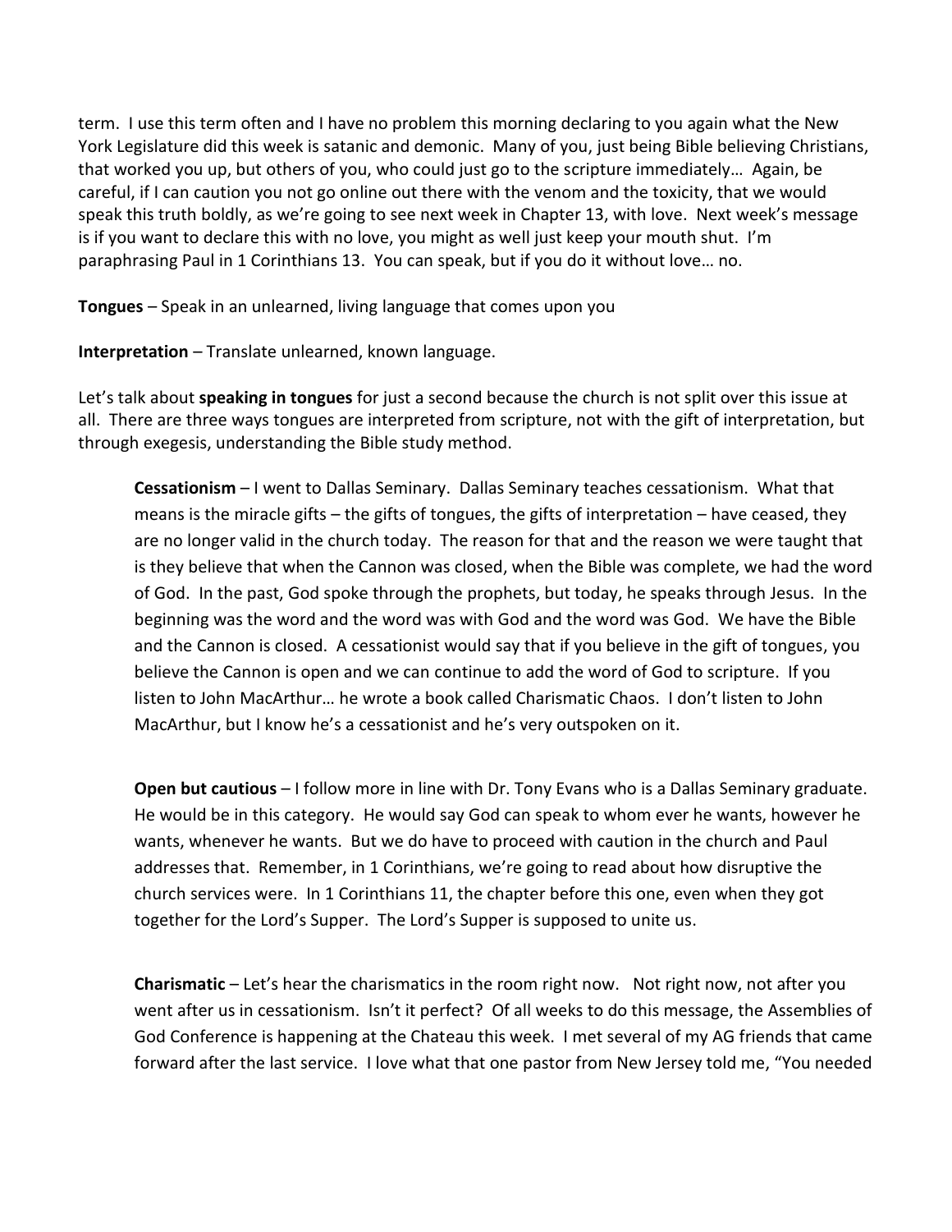term. I use this term often and I have no problem this morning declaring to you again what the New York Legislature did this week is satanic and demonic. Many of you, just being Bible believing Christians, that worked you up, but others of you, who could just go to the scripture immediately… Again, be careful, if I can caution you not go online out there with the venom and the toxicity, that we would speak this truth boldly, as we're going to see next week in Chapter 13, with love. Next week's message is if you want to declare this with no love, you might as well just keep your mouth shut. I'm paraphrasing Paul in 1 Corinthians 13. You can speak, but if you do it without love… no.

**Tongues** – Speak in an unlearned, living language that comes upon you

**Interpretation** – Translate unlearned, known language.

Let's talk about **speaking in tongues** for just a second because the church is not split over this issue at all. There are three ways tongues are interpreted from scripture, not with the gift of interpretation, but through exegesis, understanding the Bible study method.

> **Cessationism** – I went to Dallas Seminary. Dallas Seminary teaches cessationism. What that means is the miracle gifts – the gifts of tongues, the gifts of interpretation – have ceased, they are no longer valid in the church today. The reason for that and the reason we were taught that is they believe that when the Cannon was closed, when the Bible was complete, we had the word of God. In the past, God spoke through the prophets, but today, he speaks through Jesus. In the beginning was the word and the word was with God and the word was God. We have the Bible and the Cannon is closed. A cessationist would say that if you believe in the gift of tongues, you believe the Cannon is open and we can continue to add the word of God to scripture. If you listen to John MacArthur… he wrote a book called Charismatic Chaos. I don't listen to John MacArthur, but I know he's a cessationist and he's very outspoken on it.
>
> **Open but cautious** – I follow more in line with Dr. Tony Evans who is a Dallas Seminary graduate. He would be in this category. He would say God can speak to whom ever he wants, however he wants, whenever he wants. But we do have to proceed with caution in the church and Paul addresses that. Remember, in 1 Corinthians, we're going to read about how disruptive the church services were. In 1 Corinthians 11, the chapter before this one, even when they got together for the Lord's Supper. The Lord's Supper is supposed to unite us.
>
> **Charismatic** – Let's hear the charismatics in the room right now. Not right now, not after you went after us in cessationism. Isn't it perfect? Of all weeks to do this message, the Assemblies of God Conference is happening at the Chateau this week. I met several of my AG friends that came forward after the last service. I love what that one pastor from New Jersey told me, "You needed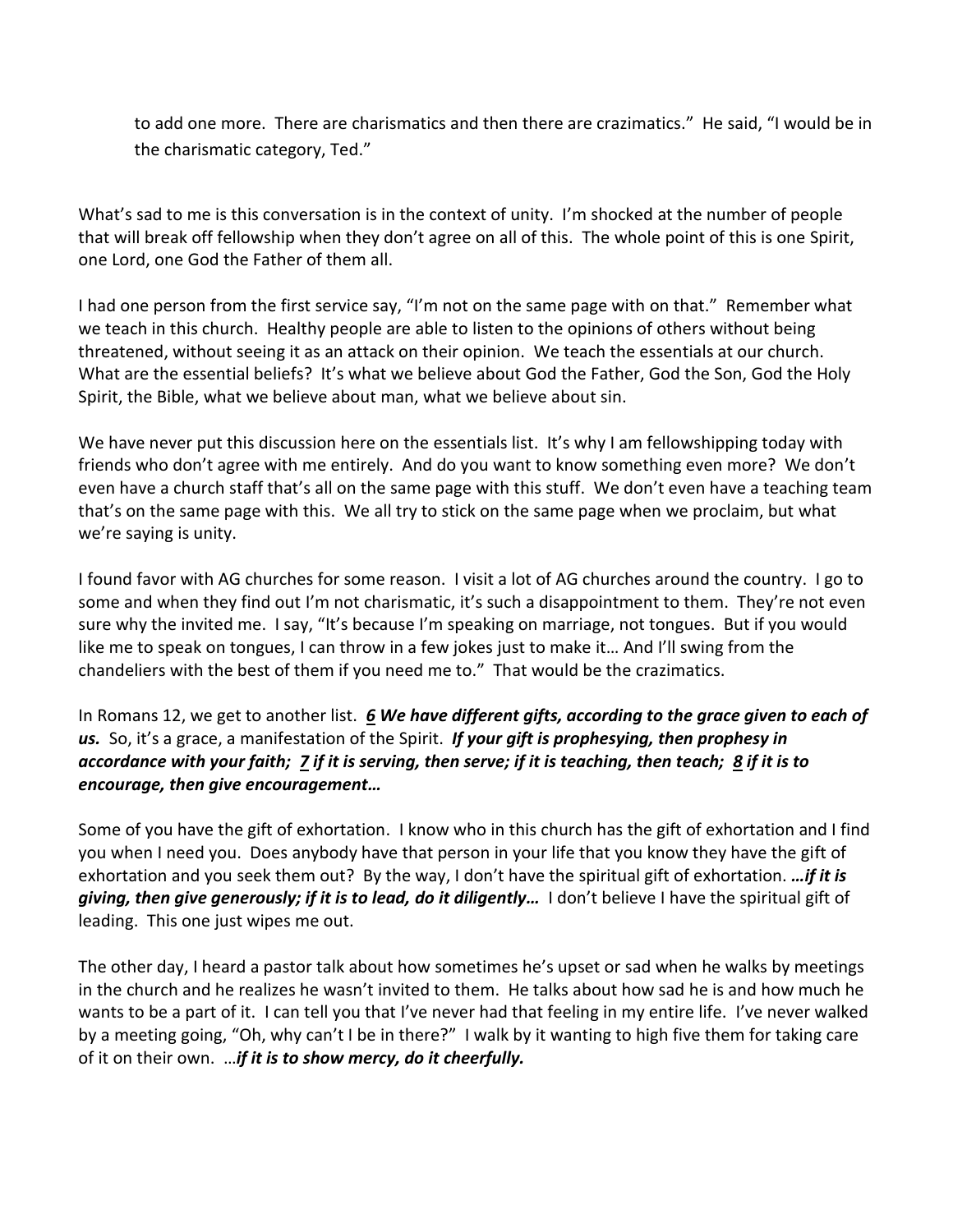to add one more. There are charismatics and then there are crazimatics." He said, "I would be in the charismatic category, Ted."

What's sad to me is this conversation is in the context of unity. I'm shocked at the number of people that will break off fellowship when they don't agree on all of this. The whole point of this is one Spirit, one Lord, one God the Father of them all.

I had one person from the first service say, "I'm not on the same page with on that." Remember what we teach in this church. Healthy people are able to listen to the opinions of others without being threatened, without seeing it as an attack on their opinion. We teach the essentials at our church. What are the essential beliefs? It's what we believe about God the Father, God the Son, God the Holy Spirit, the Bible, what we believe about man, what we believe about sin.

We have never put this discussion here on the essentials list. It's why I am fellowshipping today with friends who don't agree with me entirely. And do you want to know something even more? We don't even have a church staff that's all on the same page with this stuff. We don't even have a teaching team that's on the same page with this. We all try to stick on the same page when we proclaim, but what we're saying is unity.

I found favor with AG churches for some reason. I visit a lot of AG churches around the country. I go to some and when they find out I'm not charismatic, it's such a disappointment to them. They're not even sure why the invited me. I say, "It's because I'm speaking on marriage, not tongues. But if you would like me to speak on tongues, I can throw in a few jokes just to make it… And I'll swing from the chandeliers with the best of them if you need me to." That would be the crazimatics.

In Romans 12, we get to another list. ***<u>6</u> We have different gifts, according to the grace given to each of us.*** So, it's a grace, a manifestation of the Spirit. ***If your gift is prophesying, then prophesy in accordance with your faith; <u>7</u> if it is serving, then serve; if it is teaching, then teach; <u>8</u> if it is to encourage, then give encouragement…***

Some of you have the gift of exhortation. I know who in this church has the gift of exhortation and I find you when I need you. Does anybody have that person in your life that you know they have the gift of exhortation and you seek them out? By the way, I don't have the spiritual gift of exhortation. ***…if it is giving, then give generously; if it is to lead, do it diligently…*** I don't believe I have the spiritual gift of leading. This one just wipes me out.

The other day, I heard a pastor talk about how sometimes he's upset or sad when he walks by meetings in the church and he realizes he wasn't invited to them. He talks about how sad he is and how much he wants to be a part of it. I can tell you that I've never had that feeling in my entire life. I've never walked by a meeting going, "Oh, why can't I be in there?" I walk by it wanting to high five them for taking care of it on their own. …***if it is to show mercy, do it cheerfully.***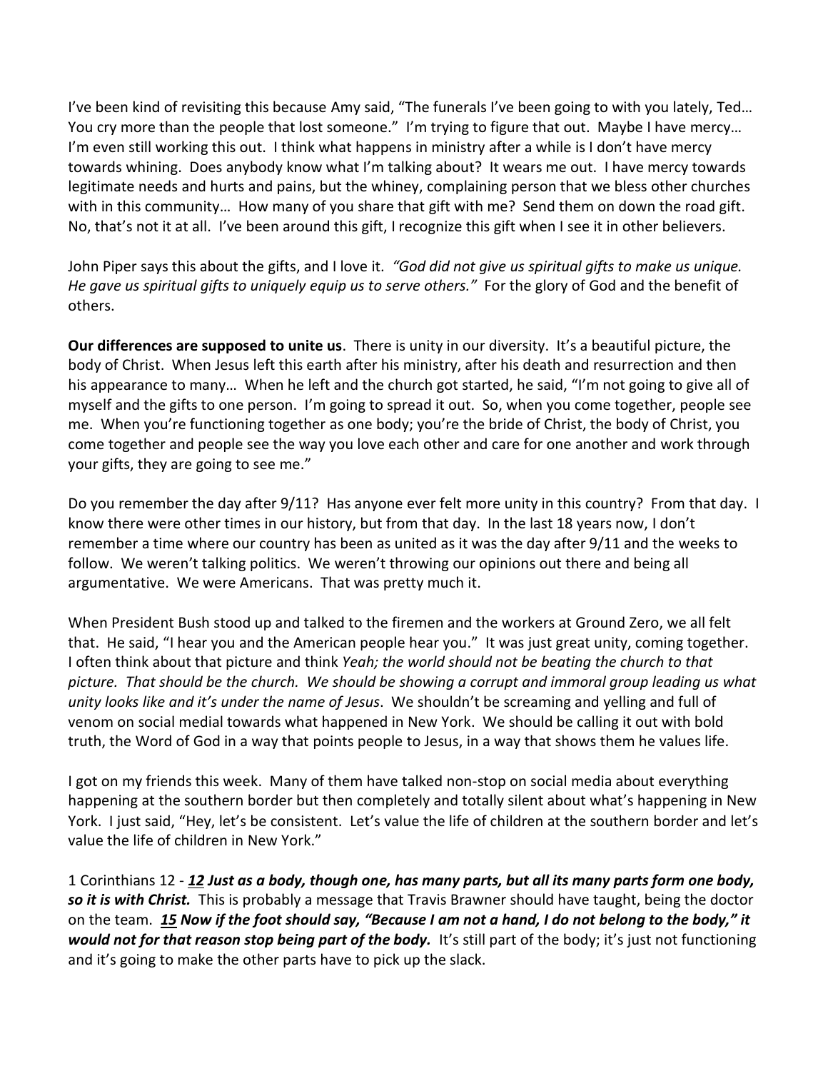I've been kind of revisiting this because Amy said, "The funerals I've been going to with you lately, Ted… You cry more than the people that lost someone." I'm trying to figure that out. Maybe I have mercy… I'm even still working this out. I think what happens in ministry after a while is I don't have mercy towards whining. Does anybody know what I'm talking about? It wears me out. I have mercy towards legitimate needs and hurts and pains, but the whiney, complaining person that we bless other churches with in this community… How many of you share that gift with me? Send them on down the road gift. No, that's not it at all. I've been around this gift, I recognize this gift when I see it in other believers.

John Piper says this about the gifts, and I love it. *"God did not give us spiritual gifts to make us unique. He gave us spiritual gifts to uniquely equip us to serve others."* For the glory of God and the benefit of others.

**Our differences are supposed to unite us**. There is unity in our diversity. It's a beautiful picture, the body of Christ. When Jesus left this earth after his ministry, after his death and resurrection and then his appearance to many… When he left and the church got started, he said, "I'm not going to give all of myself and the gifts to one person. I'm going to spread it out. So, when you come together, people see me. When you're functioning together as one body; you're the bride of Christ, the body of Christ, you come together and people see the way you love each other and care for one another and work through your gifts, they are going to see me."

Do you remember the day after 9/11? Has anyone ever felt more unity in this country? From that day. I know there were other times in our history, but from that day. In the last 18 years now, I don't remember a time where our country has been as united as it was the day after 9/11 and the weeks to follow. We weren't talking politics. We weren't throwing our opinions out there and being all argumentative. We were Americans. That was pretty much it.

When President Bush stood up and talked to the firemen and the workers at Ground Zero, we all felt that. He said, "I hear you and the American people hear you." It was just great unity, coming together. I often think about that picture and think *Yeah; the world should not be beating the church to that picture. That should be the church. We should be showing a corrupt and immoral group leading us what unity looks like and it's under the name of Jesus*. We shouldn't be screaming and yelling and full of venom on social medial towards what happened in New York. We should be calling it out with bold truth, the Word of God in a way that points people to Jesus, in a way that shows them he values life.

I got on my friends this week. Many of them have talked non-stop on social media about everything happening at the southern border but then completely and totally silent about what's happening in New York. I just said, "Hey, let's be consistent. Let's value the life of children at the southern border and let's value the life of children in New York."

1 Corinthians 12 - ***12 Just as a body, though one, has many parts, but all its many parts form one body, so it is with Christ.*** This is probably a message that Travis Brawner should have taught, being the doctor on the team. ***15 Now if the foot should say, "Because I am not a hand, I do not belong to the body," it would not for that reason stop being part of the body.*** It's still part of the body; it's just not functioning and it's going to make the other parts have to pick up the slack.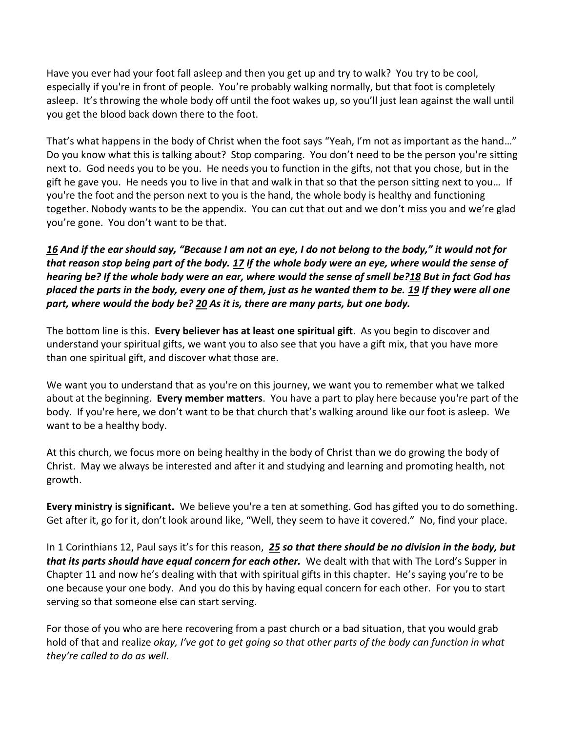Have you ever had your foot fall asleep and then you get up and try to walk? You try to be cool, especially if you're in front of people. You're probably walking normally, but that foot is completely asleep. It's throwing the whole body off until the foot wakes up, so you'll just lean against the wall until you get the blood back down there to the foot.

That's what happens in the body of Christ when the foot says "Yeah, I'm not as important as the hand…" Do you know what this is talking about? Stop comparing. You don't need to be the person you're sitting next to. God needs you to be you. He needs you to function in the gifts, not that you chose, but in the gift he gave you. He needs you to live in that and walk in that so that the person sitting next to you… If you're the foot and the person next to you is the hand, the whole body is healthy and functioning together. Nobody wants to be the appendix. You can cut that out and we don't miss you and we're glad you're gone. You don't want to be that.

***16 And if the ear should say, "Because I am not an eye, I do not belong to the body," it would not for that reason stop being part of the body. 17 If the whole body were an eye, where would the sense of hearing be? If the whole body were an ear, where would the sense of smell be?18 But in fact God has placed the parts in the body, every one of them, just as he wanted them to be. 19 If they were all one part, where would the body be? 20 As it is, there are many parts, but one body.***

The bottom line is this. **Every believer has at least one spiritual gift**. As you begin to discover and understand your spiritual gifts, we want you to also see that you have a gift mix, that you have more than one spiritual gift, and discover what those are.

We want you to understand that as you're on this journey, we want you to remember what we talked about at the beginning. **Every member matters**. You have a part to play here because you're part of the body. If you're here, we don't want to be that church that's walking around like our foot is asleep. We want to be a healthy body.

At this church, we focus more on being healthy in the body of Christ than we do growing the body of Christ. May we always be interested and after it and studying and learning and promoting health, not growth.

**Every ministry is significant.** We believe you're a ten at something. God has gifted you to do something. Get after it, go for it, don't look around like, "Well, they seem to have it covered." No, find your place.

In 1 Corinthians 12, Paul says it's for this reason, ***25 so that there should be no division in the body, but that its parts should have equal concern for each other.*** We dealt with that with The Lord's Supper in Chapter 11 and now he's dealing with that with spiritual gifts in this chapter. He's saying you're to be one because your one body. And you do this by having equal concern for each other. For you to start serving so that someone else can start serving.

For those of you who are here recovering from a past church or a bad situation, that you would grab hold of that and realize *okay, I've got to get going so that other parts of the body can function in what they're called to do as well*.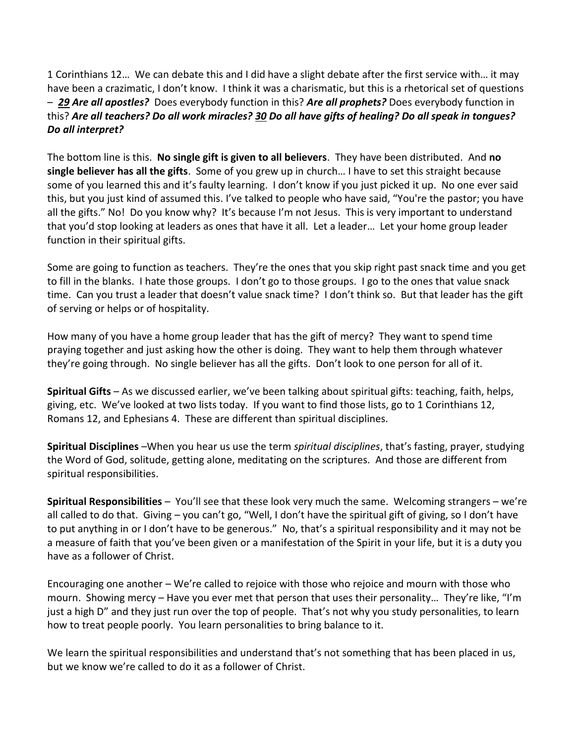1 Corinthians 12… We can debate this and I did have a slight debate after the first service with… it may have been a crazimatic, I don't know. I think it was a charismatic, but this is a rhetorical set of questions – ***<u>29</u> Are all apostles?*** Does everybody function in this? ***Are all prophets?*** Does everybody function in this? ***Are all teachers? Do all work miracles? <u>30</u> Do all have gifts of healing? Do all speak in tongues? Do all interpret?***

The bottom line is this. **No single gift is given to all believers**. They have been distributed. And **no single believer has all the gifts**. Some of you grew up in church… I have to set this straight because some of you learned this and it's faulty learning. I don't know if you just picked it up. No one ever said this, but you just kind of assumed this. I've talked to people who have said, "You're the pastor; you have all the gifts." No! Do you know why? It's because I'm not Jesus. This is very important to understand that you'd stop looking at leaders as ones that have it all. Let a leader… Let your home group leader function in their spiritual gifts.

Some are going to function as teachers. They're the ones that you skip right past snack time and you get to fill in the blanks. I hate those groups. I don't go to those groups. I go to the ones that value snack time. Can you trust a leader that doesn't value snack time? I don't think so. But that leader has the gift of serving or helps or of hospitality.

How many of you have a home group leader that has the gift of mercy? They want to spend time praying together and just asking how the other is doing. They want to help them through whatever they're going through. No single believer has all the gifts. Don't look to one person for all of it.

**Spiritual Gifts** – As we discussed earlier, we've been talking about spiritual gifts: teaching, faith, helps, giving, etc. We've looked at two lists today. If you want to find those lists, go to 1 Corinthians 12, Romans 12, and Ephesians 4. These are different than spiritual disciplines.

**Spiritual Disciplines** –When you hear us use the term *spiritual disciplines*, that's fasting, prayer, studying the Word of God, solitude, getting alone, meditating on the scriptures. And those are different from spiritual responsibilities.

**Spiritual Responsibilities** – You'll see that these look very much the same. Welcoming strangers – we're all called to do that. Giving – you can't go, "Well, I don't have the spiritual gift of giving, so I don't have to put anything in or I don't have to be generous." No, that's a spiritual responsibility and it may not be a measure of faith that you've been given or a manifestation of the Spirit in your life, but it is a duty you have as a follower of Christ.

Encouraging one another – We're called to rejoice with those who rejoice and mourn with those who mourn. Showing mercy – Have you ever met that person that uses their personality… They're like, "I'm just a high D" and they just run over the top of people. That's not why you study personalities, to learn how to treat people poorly. You learn personalities to bring balance to it.

We learn the spiritual responsibilities and understand that's not something that has been placed in us, but we know we're called to do it as a follower of Christ.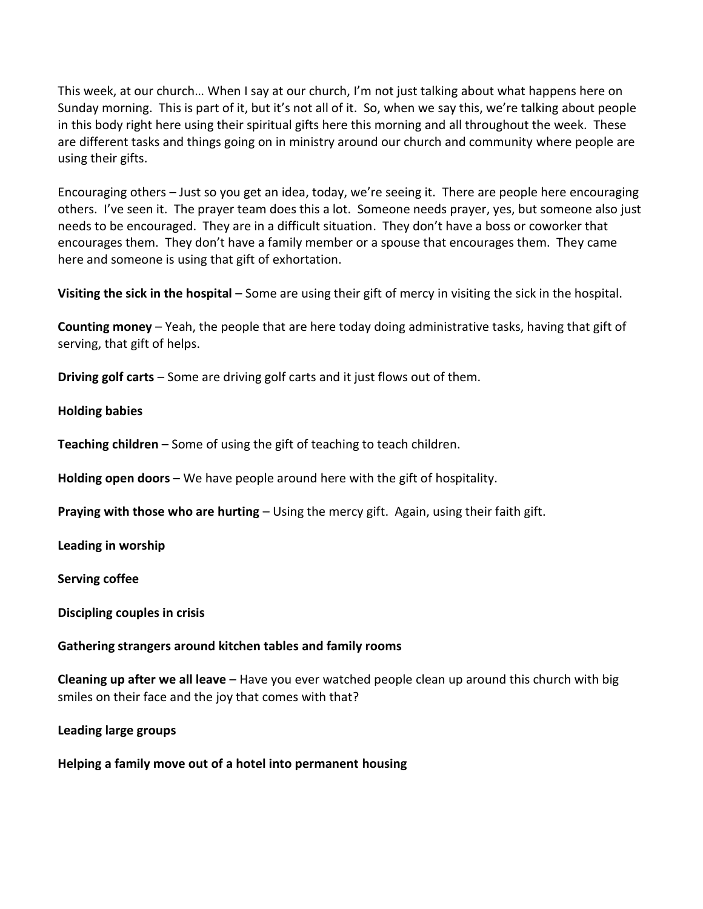This week, at our church… When I say at our church, I'm not just talking about what happens here on Sunday morning. This is part of it, but it's not all of it. So, when we say this, we're talking about people in this body right here using their spiritual gifts here this morning and all throughout the week. These are different tasks and things going on in ministry around our church and community where people are using their gifts.

Encouraging others – Just so you get an idea, today, we're seeing it. There are people here encouraging others. I've seen it. The prayer team does this a lot. Someone needs prayer, yes, but someone also just needs to be encouraged. They are in a difficult situation. They don't have a boss or coworker that encourages them. They don't have a family member or a spouse that encourages them. They came here and someone is using that gift of exhortation.

**Visiting the sick in the hospital** – Some are using their gift of mercy in visiting the sick in the hospital.

**Counting money** – Yeah, the people that are here today doing administrative tasks, having that gift of serving, that gift of helps.

**Driving golf carts** – Some are driving golf carts and it just flows out of them.

**Holding babies**

**Teaching children** – Some of using the gift of teaching to teach children.

**Holding open doors** – We have people around here with the gift of hospitality.

**Praying with those who are hurting** – Using the mercy gift. Again, using their faith gift.

**Leading in worship**

**Serving coffee**

**Discipling couples in crisis**

**Gathering strangers around kitchen tables and family rooms**

**Cleaning up after we all leave** – Have you ever watched people clean up around this church with big smiles on their face and the joy that comes with that?

**Leading large groups**

**Helping a family move out of a hotel into permanent housing**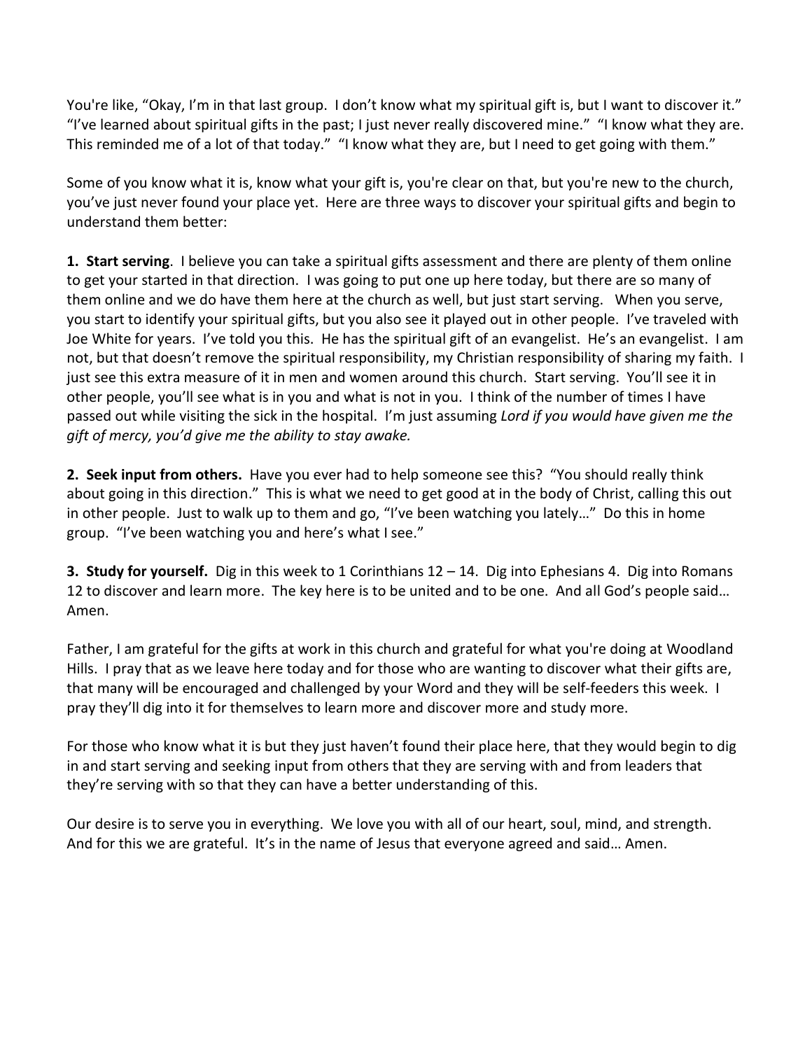You're like, "Okay, I'm in that last group. I don't know what my spiritual gift is, but I want to discover it." "I've learned about spiritual gifts in the past; I just never really discovered mine." "I know what they are. This reminded me of a lot of that today." "I know what they are, but I need to get going with them."

Some of you know what it is, know what your gift is, you're clear on that, but you're new to the church, you've just never found your place yet. Here are three ways to discover your spiritual gifts and begin to understand them better:

**1. Start serving**. I believe you can take a spiritual gifts assessment and there are plenty of them online to get your started in that direction. I was going to put one up here today, but there are so many of them online and we do have them here at the church as well, but just start serving. When you serve, you start to identify your spiritual gifts, but you also see it played out in other people. I've traveled with Joe White for years. I've told you this. He has the spiritual gift of an evangelist. He's an evangelist. I am not, but that doesn't remove the spiritual responsibility, my Christian responsibility of sharing my faith. I just see this extra measure of it in men and women around this church. Start serving. You'll see it in other people, you'll see what is in you and what is not in you. I think of the number of times I have passed out while visiting the sick in the hospital. I'm just assuming *Lord if you would have given me the gift of mercy, you'd give me the ability to stay awake.*

**2. Seek input from others.** Have you ever had to help someone see this? "You should really think about going in this direction." This is what we need to get good at in the body of Christ, calling this out in other people. Just to walk up to them and go, "I've been watching you lately…" Do this in home group. "I've been watching you and here's what I see."

**3. Study for yourself.** Dig in this week to 1 Corinthians 12 – 14. Dig into Ephesians 4. Dig into Romans 12 to discover and learn more. The key here is to be united and to be one. And all God's people said… Amen.

Father, I am grateful for the gifts at work in this church and grateful for what you're doing at Woodland Hills. I pray that as we leave here today and for those who are wanting to discover what their gifts are, that many will be encouraged and challenged by your Word and they will be self-feeders this week. I pray they'll dig into it for themselves to learn more and discover more and study more.

For those who know what it is but they just haven't found their place here, that they would begin to dig in and start serving and seeking input from others that they are serving with and from leaders that they're serving with so that they can have a better understanding of this.

Our desire is to serve you in everything. We love you with all of our heart, soul, mind, and strength. And for this we are grateful. It's in the name of Jesus that everyone agreed and said… Amen.